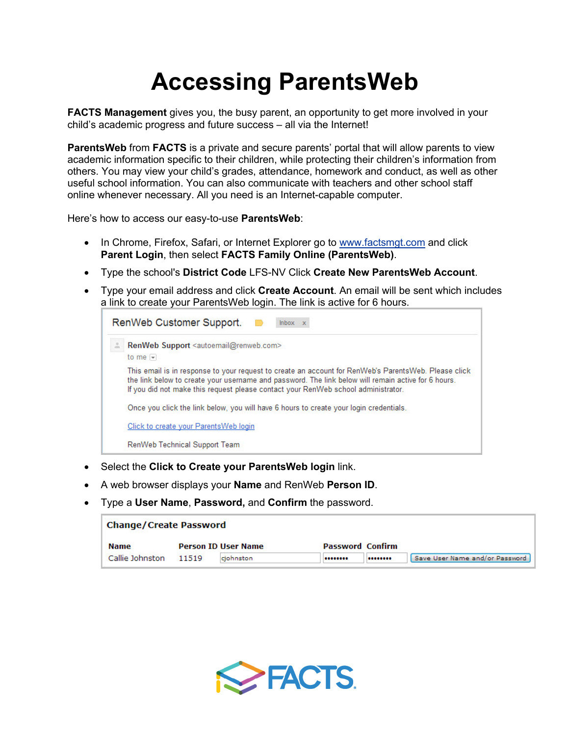# Accessing ParentsWeb

**FACTS Management** gives you, the busy parent, an opportunity to get more involved in your child's academic progress and future success – all via the Internet!

**ParentsWeb** from **FACTS** is a private and secure parents' portal that will allow parents to view academic information specific to their children, while protecting their children's information from others. You may view your child's grades, attendance, homework and conduct, as well as other useful school information. You can also communicate with teachers and other school staff online whenever necessary. All you need is an Internet-capable computer.

Here's how to access our easy-to-use **ParentsWeb**:

- In Chrome, Firefox, Safari, or Internet Explorer go to www.factsmgt.com and click **Parent Login**, then select **FACTS Family Online (ParentsWeb)**.
- Type the school's **District Code** LFS-NV Click **Create New ParentsWeb Account**.
- Type your email address and click **Create Account**. An email will be sent which includes a link to create your ParentsWeb login. The link is active for 6 hours.

> RenWeb Customer Support. Inbox x
>
> **RenWeb Support** <autoemail@renweb.com>
> to me
>
> This email is in response to your request to create an account for RenWeb's ParentsWeb. Please click the link below to create your username and password. The link below will remain active for 6 hours. If you did not make this request please contact your RenWeb school administrator.
>
> Once you click the link below, you will have 6 hours to create your login credentials.
>
> Click to create your ParentsWeb login
>
> RenWeb Technical Support Team

- Select the **Click to Create your ParentsWeb login** link.
- A web browser displays your **Name** and RenWeb **Person ID**.
- Type a **User Name**, **Password,** and **Confirm** the password.

**Change/Create Password**

| Name | Person ID | User Name | Password | Confirm | |
|---|---|---|---|---|---|
| Callie Johnston | 11519 | cjohnston | •••••••• | •••••••• | Save User Name and/or Password |

FACTS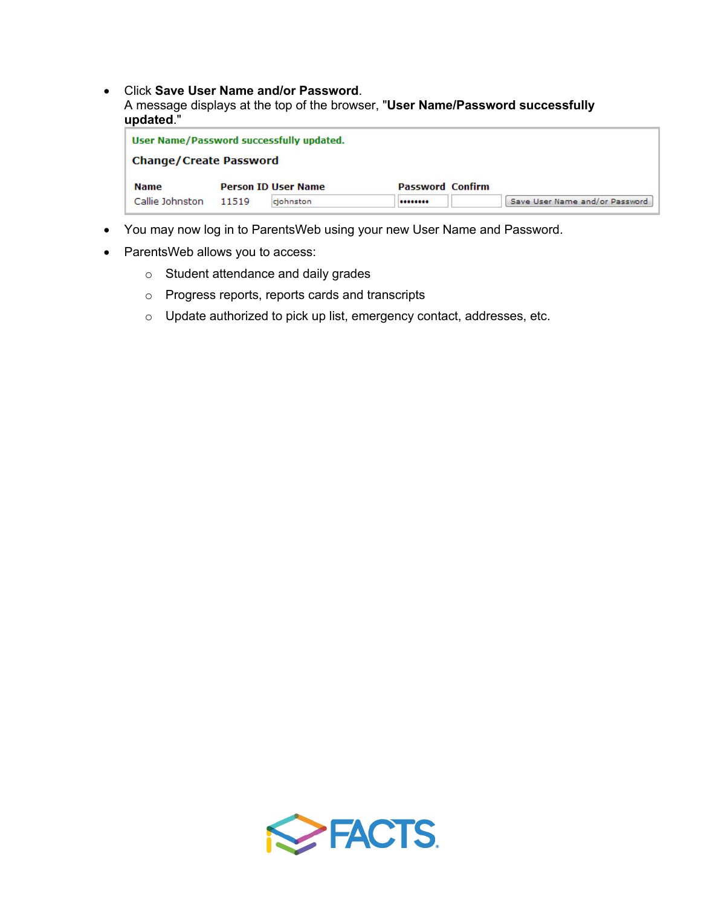- Click **Save User Name and/or Password**.
  A message displays at the top of the browser, "**User Name/Password successfully updated**."

User Name/Password successfully updated.

**Change/Create Password**

| Name | Person ID | User Name | Password | Confirm | |
|---|---|---|---|---|---|
| Callie Johnston | 11519 | cjohnston | •••••••• | | Save User Name and/or Password |

- You may now log in to ParentsWeb using your new User Name and Password.
- ParentsWeb allows you to access:
  - Student attendance and daily grades
  - Progress reports, reports cards and transcripts
  - Update authorized to pick up list, emergency contact, addresses, etc.

FACTS